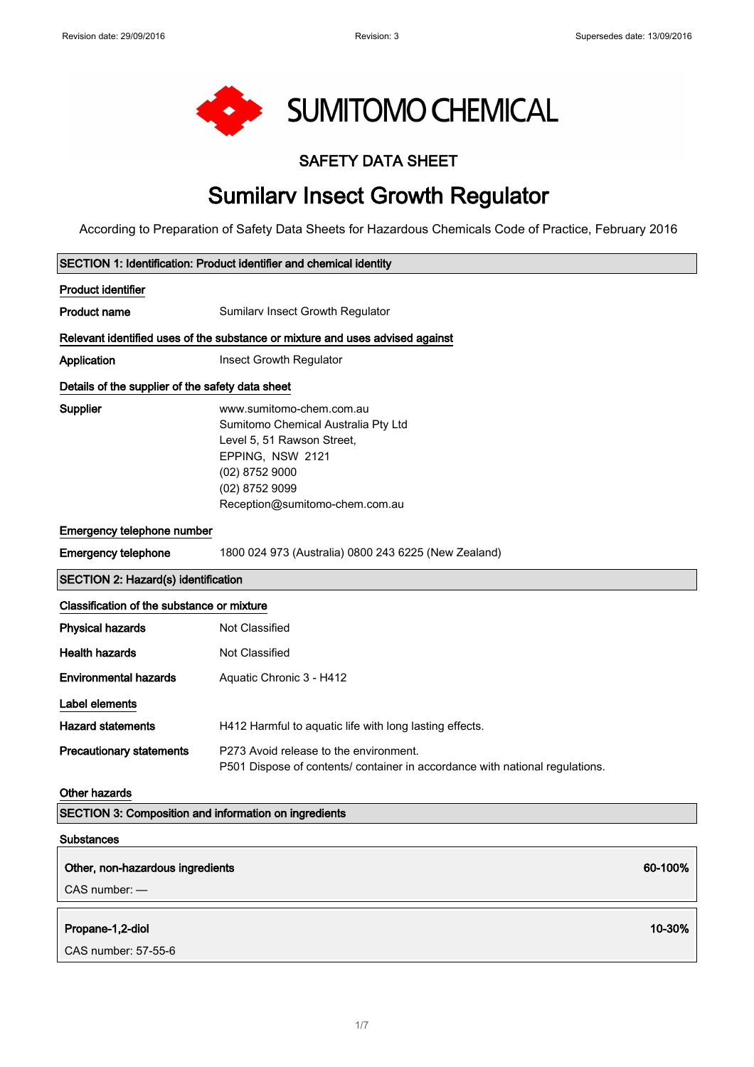Revision date: 29/09/2016 Revision: 3 Supersedes date: 13/09/2016

SUMITOMO CHEMICAL

## SAFETY DATA SHEET

# Sumilarv Insect Growth Regulator

According to Preparation of Safety Data Sheets for Hazardous Chemicals Code of Practice, February 2016

## SECTION 1: Identification: Product identifier and chemical identity

**Product identifier**

**Product name** Sumilarv Insect Growth Regulator

**Relevant identified uses of the substance or mixture and uses advised against**

**Application** Insect Growth Regulator

**Details of the supplier of the safety data sheet**

**Supplier**
www.sumitomo-chem.com.au
Sumitomo Chemical Australia Pty Ltd
Level 5, 51 Rawson Street,
EPPING, NSW 2121
(02) 8752 9000
(02) 8752 9099
Reception@sumitomo-chem.com.au

**Emergency telephone number**

**Emergency telephone** 1800 024 973 (Australia) 0800 243 6225 (New Zealand)

## SECTION 2: Hazard(s) identification

**Classification of the substance or mixture**

**Physical hazards** Not Classified

**Health hazards** Not Classified

**Environmental hazards** Aquatic Chronic 3 - H412

**Label elements**

**Hazard statements** H412 Harmful to aquatic life with long lasting effects.

**Precautionary statements**
P273 Avoid release to the environment.
P501 Dispose of contents/ container in accordance with national regulations.

**Other hazards**

## SECTION 3: Composition and information on ingredients

**Substances**

| Ingredient | Concentration |
|---|---|
| Other, non-hazardous ingredients<br>CAS number: — | 60-100% |
| Propane-1,2-diol<br>CAS number: 57-55-6 | 10-30% |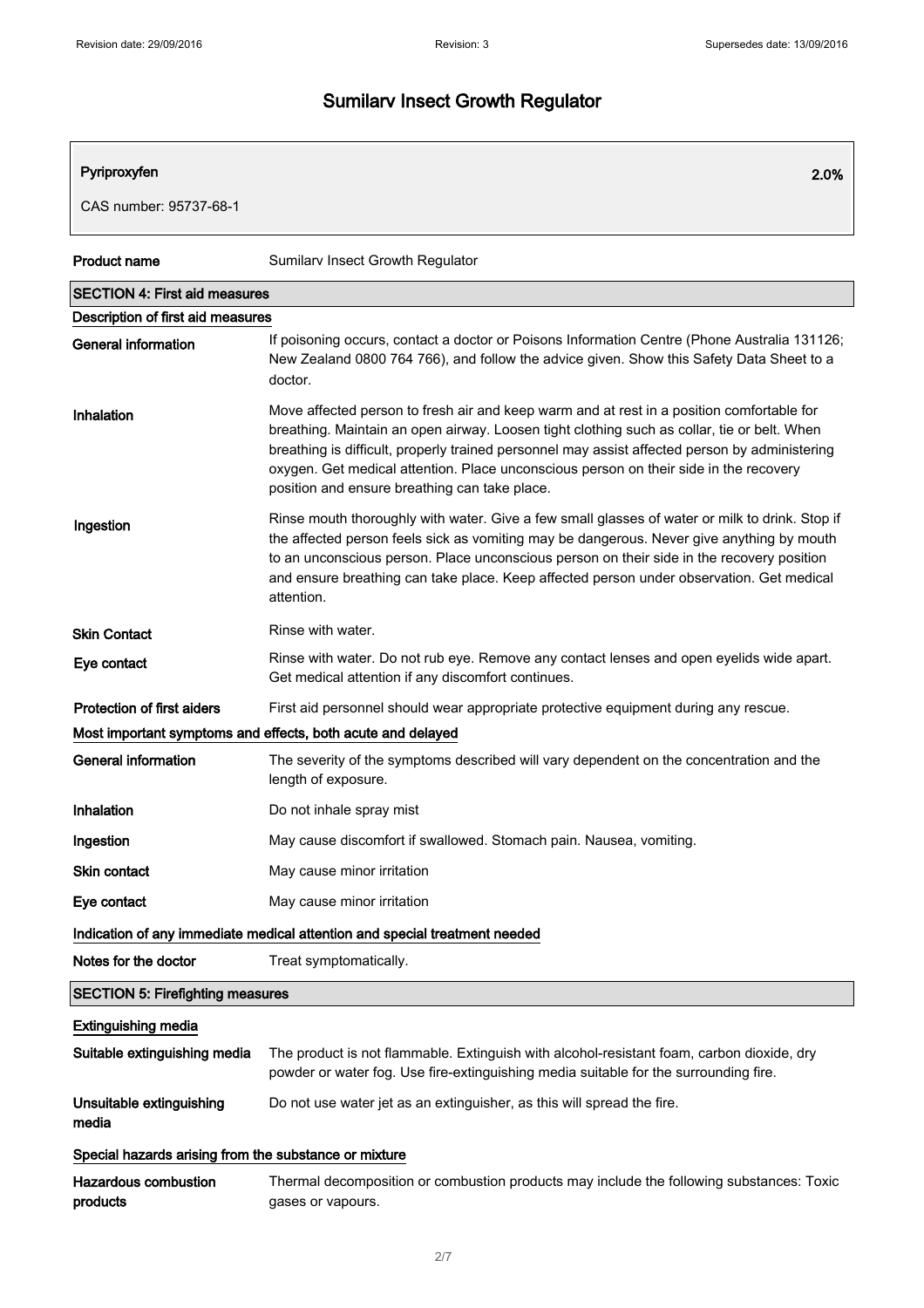# Sumilarv Insect Growth Regulator

| Pyriproxyfen | 2.0% |
|---|---|
| CAS number: 95737-68-1 | |

| | |
|---|---|
| **Product name** | Sumilarv Insect Growth Regulator |

## SECTION 4: First aid measures

### Description of first aid measures

| | |
|---|---|
| **General information** | If poisoning occurs, contact a doctor or Poisons Information Centre (Phone Australia 131126; New Zealand 0800 764 766), and follow the advice given. Show this Safety Data Sheet to a doctor. |
| **Inhalation** | Move affected person to fresh air and keep warm and at rest in a position comfortable for breathing. Maintain an open airway. Loosen tight clothing such as collar, tie or belt. When breathing is difficult, properly trained personnel may assist affected person by administering oxygen. Get medical attention. Place unconscious person on their side in the recovery position and ensure breathing can take place. |
| **Ingestion** | Rinse mouth thoroughly with water. Give a few small glasses of water or milk to drink. Stop if the affected person feels sick as vomiting may be dangerous. Never give anything by mouth to an unconscious person. Place unconscious person on their side in the recovery position and ensure breathing can take place. Keep affected person under observation. Get medical attention. |
| **Skin Contact** | Rinse with water. |
| **Eye contact** | Rinse with water. Do not rub eye. Remove any contact lenses and open eyelids wide apart. Get medical attention if any discomfort continues. |
| **Protection of first aiders** | First aid personnel should wear appropriate protective equipment during any rescue. |

### Most important symptoms and effects, both acute and delayed

| | |
|---|---|
| **General information** | The severity of the symptoms described will vary dependent on the concentration and the length of exposure. |
| **Inhalation** | Do not inhale spray mist |
| **Ingestion** | May cause discomfort if swallowed. Stomach pain. Nausea, vomiting. |
| **Skin contact** | May cause minor irritation |
| **Eye contact** | May cause minor irritation |

### Indication of any immediate medical attention and special treatment needed

| | |
|---|---|
| **Notes for the doctor** | Treat symptomatically. |

## SECTION 5: Firefighting measures

### Extinguishing media

| | |
|---|---|
| **Suitable extinguishing media** | The product is not flammable. Extinguish with alcohol-resistant foam, carbon dioxide, dry powder or water fog. Use fire-extinguishing media suitable for the surrounding fire. |
| **Unsuitable extinguishing media** | Do not use water jet as an extinguisher, as this will spread the fire. |

### Special hazards arising from the substance or mixture

| | |
|---|---|
| **Hazardous combustion products** | Thermal decomposition or combustion products may include the following substances: Toxic gases or vapours. |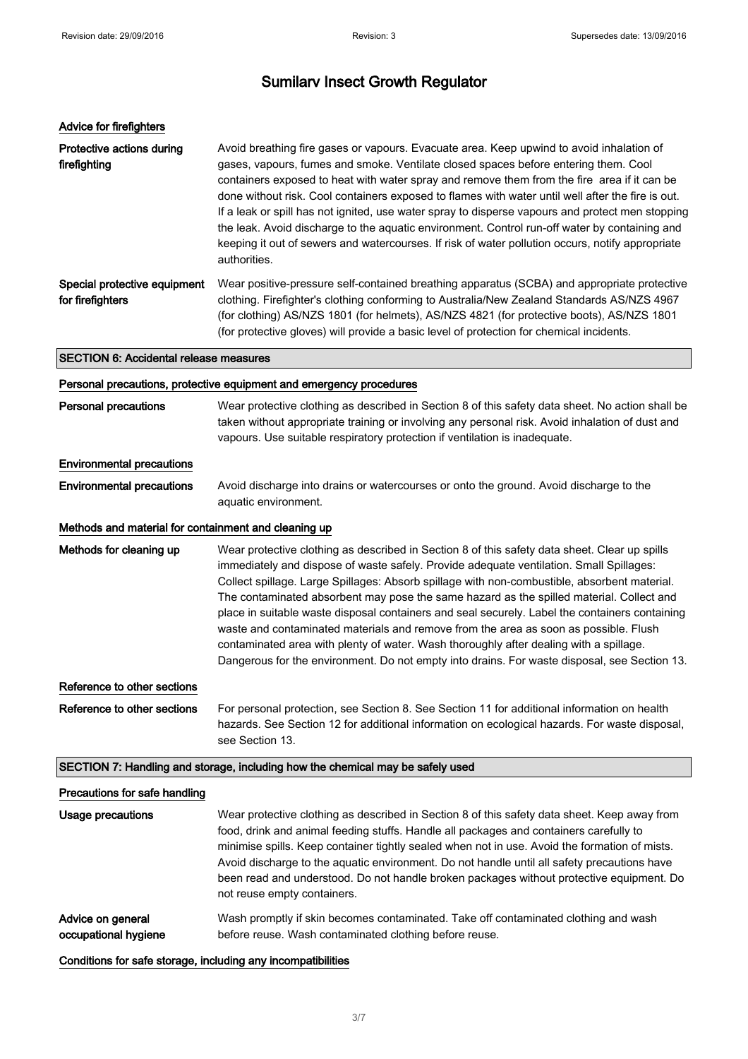## Advice for firefighters

**Protective actions during firefighting**

Avoid breathing fire gases or vapours. Evacuate area. Keep upwind to avoid inhalation of gases, vapours, fumes and smoke. Ventilate closed spaces before entering them. Cool containers exposed to heat with water spray and remove them from the fire area if it can be done without risk. Cool containers exposed to flames with water until well after the fire is out. If a leak or spill has not ignited, use water spray to disperse vapours and protect men stopping the leak. Avoid discharge to the aquatic environment. Control run-off water by containing and keeping it out of sewers and watercourses. If risk of water pollution occurs, notify appropriate authorities.

**Special protective equipment for firefighters**

Wear positive-pressure self-contained breathing apparatus (SCBA) and appropriate protective clothing. Firefighter's clothing conforming to Australia/New Zealand Standards AS/NZS 4967 (for clothing) AS/NZS 1801 (for helmets), AS/NZS 4821 (for protective boots), AS/NZS 1801 (for protective gloves) will provide a basic level of protection for chemical incidents.

## SECTION 6: Accidental release measures

### Personal precautions, protective equipment and emergency procedures

**Personal precautions**

Wear protective clothing as described in Section 8 of this safety data sheet. No action shall be taken without appropriate training or involving any personal risk. Avoid inhalation of dust and vapours. Use suitable respiratory protection if ventilation is inadequate.

### Environmental precautions

**Environmental precautions**

Avoid discharge into drains or watercourses or onto the ground. Avoid discharge to the aquatic environment.

### Methods and material for containment and cleaning up

**Methods for cleaning up**

Wear protective clothing as described in Section 8 of this safety data sheet. Clear up spills immediately and dispose of waste safely. Provide adequate ventilation. Small Spillages: Collect spillage. Large Spillages: Absorb spillage with non-combustible, absorbent material. The contaminated absorbent may pose the same hazard as the spilled material. Collect and place in suitable waste disposal containers and seal securely. Label the containers containing waste and contaminated materials and remove from the area as soon as possible. Flush contaminated area with plenty of water. Wash thoroughly after dealing with a spillage. Dangerous for the environment. Do not empty into drains. For waste disposal, see Section 13.

### Reference to other sections

**Reference to other sections**

For personal protection, see Section 8. See Section 11 for additional information on health hazards. See Section 12 for additional information on ecological hazards. For waste disposal, see Section 13.

## SECTION 7: Handling and storage, including how the chemical may be safely used

### Precautions for safe handling

**Usage precautions**

Wear protective clothing as described in Section 8 of this safety data sheet. Keep away from food, drink and animal feeding stuffs. Handle all packages and containers carefully to minimise spills. Keep container tightly sealed when not in use. Avoid the formation of mists. Avoid discharge to the aquatic environment. Do not handle until all safety precautions have been read and understood. Do not handle broken packages without protective equipment. Do not reuse empty containers.

**Advice on general occupational hygiene**

Wash promptly if skin becomes contaminated. Take off contaminated clothing and wash before reuse. Wash contaminated clothing before reuse.

### Conditions for safe storage, including any incompatibilities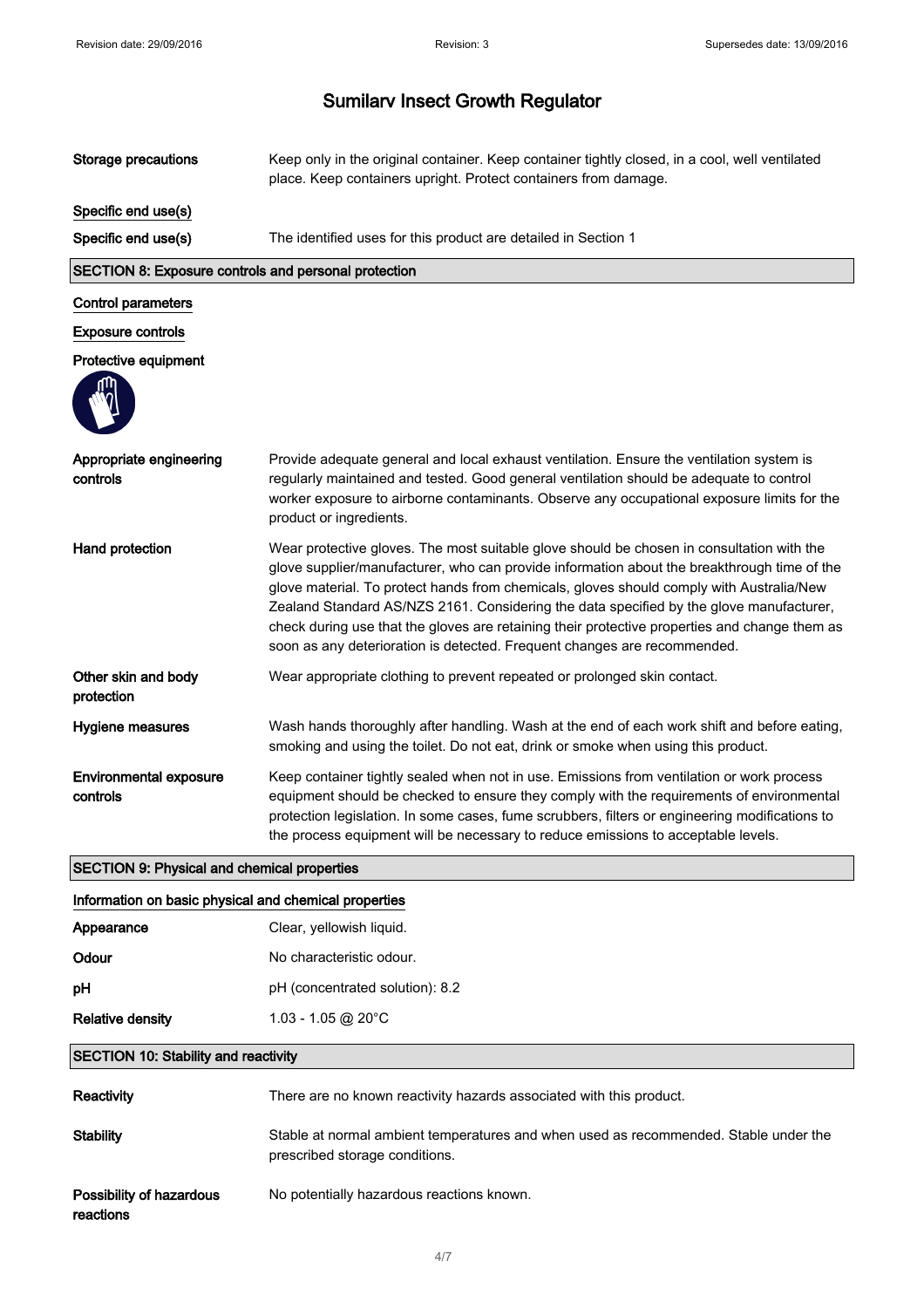# Sumilarv Insect Growth Regulator

**Storage precautions** Keep only in the original container. Keep container tightly closed, in a cool, well ventilated place. Keep containers upright. Protect containers from damage.

**Specific end use(s)**

**Specific end use(s)** The identified uses for this product are detailed in Section 1

## SECTION 8: Exposure controls and personal protection

**Control parameters**

**Exposure controls**

**Protective equipment**

**Appropriate engineering controls** Provide adequate general and local exhaust ventilation. Ensure the ventilation system is regularly maintained and tested. Good general ventilation should be adequate to control worker exposure to airborne contaminants. Observe any occupational exposure limits for the product or ingredients.

**Hand protection** Wear protective gloves. The most suitable glove should be chosen in consultation with the glove supplier/manufacturer, who can provide information about the breakthrough time of the glove material. To protect hands from chemicals, gloves should comply with Australia/New Zealand Standard AS/NZS 2161. Considering the data specified by the glove manufacturer, check during use that the gloves are retaining their protective properties and change them as soon as any deterioration is detected. Frequent changes are recommended.

**Other skin and body protection** Wear appropriate clothing to prevent repeated or prolonged skin contact.

**Hygiene measures** Wash hands thoroughly after handling. Wash at the end of each work shift and before eating, smoking and using the toilet. Do not eat, drink or smoke when using this product.

**Environmental exposure controls** Keep container tightly sealed when not in use. Emissions from ventilation or work process equipment should be checked to ensure they comply with the requirements of environmental protection legislation. In some cases, fume scrubbers, filters or engineering modifications to the process equipment will be necessary to reduce emissions to acceptable levels.

## SECTION 9: Physical and chemical properties

**Information on basic physical and chemical properties**

**Appearance** Clear, yellowish liquid.

**Odour** No characteristic odour.

**pH** pH (concentrated solution): 8.2

**Relative density** 1.03 - 1.05 @ 20°C

## SECTION 10: Stability and reactivity

**Reactivity** There are no known reactivity hazards associated with this product.

**Stability** Stable at normal ambient temperatures and when used as recommended. Stable under the prescribed storage conditions.

**Possibility of hazardous reactions** No potentially hazardous reactions known.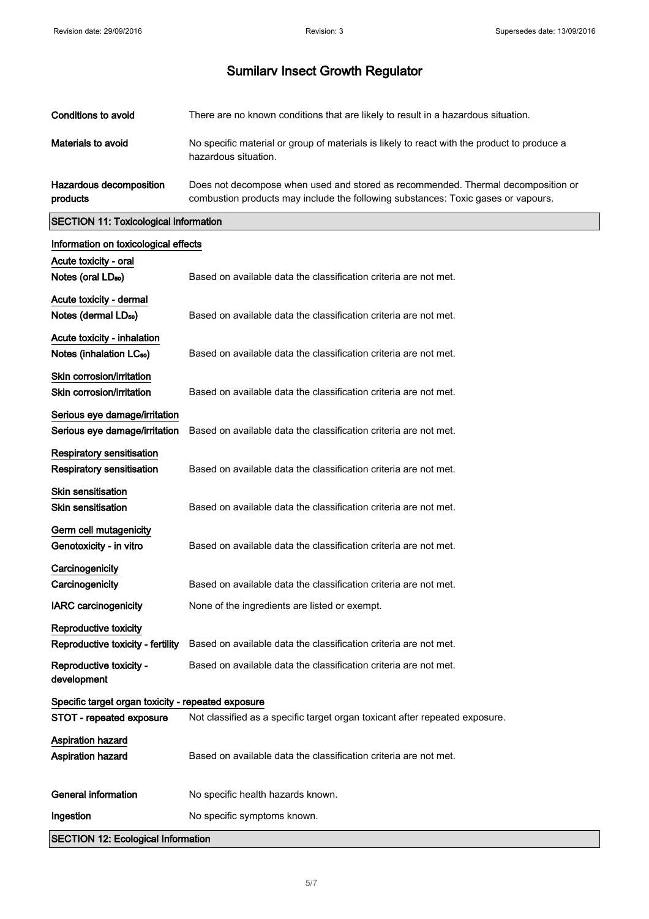# Sumilarv Insect Growth Regulator

| | |
|---|---|
| **Conditions to avoid** | There are no known conditions that are likely to result in a hazardous situation. |
| **Materials to avoid** | No specific material or group of materials is likely to react with the product to produce a hazardous situation. |
| **Hazardous decomposition products** | Does not decompose when used and stored as recommended. Thermal decomposition or combustion products may include the following substances: Toxic gases or vapours. |

## SECTION 11: Toxicological information

### Information on toxicological effects

**Acute toxicity - oral**

| | |
|---|---|
| **Notes (oral $LD_{50}$)** | Based on available data the classification criteria are not met. |

**Acute toxicity - dermal**

| | |
|---|---|
| **Notes (dermal $LD_{50}$)** | Based on available data the classification criteria are not met. |

**Acute toxicity - inhalation**

| | |
|---|---|
| **Notes (inhalation $LC_{50}$)** | Based on available data the classification criteria are not met. |

**Skin corrosion/irritation**

| | |
|---|---|
| **Skin corrosion/irritation** | Based on available data the classification criteria are not met. |

**Serious eye damage/irritation**

| | |
|---|---|
| **Serious eye damage/irritation** | Based on available data the classification criteria are not met. |

**Respiratory sensitisation**

| | |
|---|---|
| **Respiratory sensitisation** | Based on available data the classification criteria are not met. |

**Skin sensitisation**

| | |
|---|---|
| **Skin sensitisation** | Based on available data the classification criteria are not met. |

**Germ cell mutagenicity**

| | |
|---|---|
| **Genotoxicity - in vitro** | Based on available data the classification criteria are not met. |

**Carcinogenicity**

| | |
|---|---|
| **Carcinogenicity** | Based on available data the classification criteria are not met. |
| **IARC carcinogenicity** | None of the ingredients are listed or exempt. |

**Reproductive toxicity**

| | |
|---|---|
| **Reproductive toxicity - fertility** | Based on available data the classification criteria are not met. |
| **Reproductive toxicity - development** | Based on available data the classification criteria are not met. |

**Specific target organ toxicity - repeated exposure**

| | |
|---|---|
| **STOT - repeated exposure** | Not classified as a specific target organ toxicant after repeated exposure. |

**Aspiration hazard**

| | |
|---|---|
| **Aspiration hazard** | Based on available data the classification criteria are not met. |

| | |
|---|---|
| **General information** | No specific health hazards known. |
| **Ingestion** | No specific symptoms known. |

## SECTION 12: Ecological Information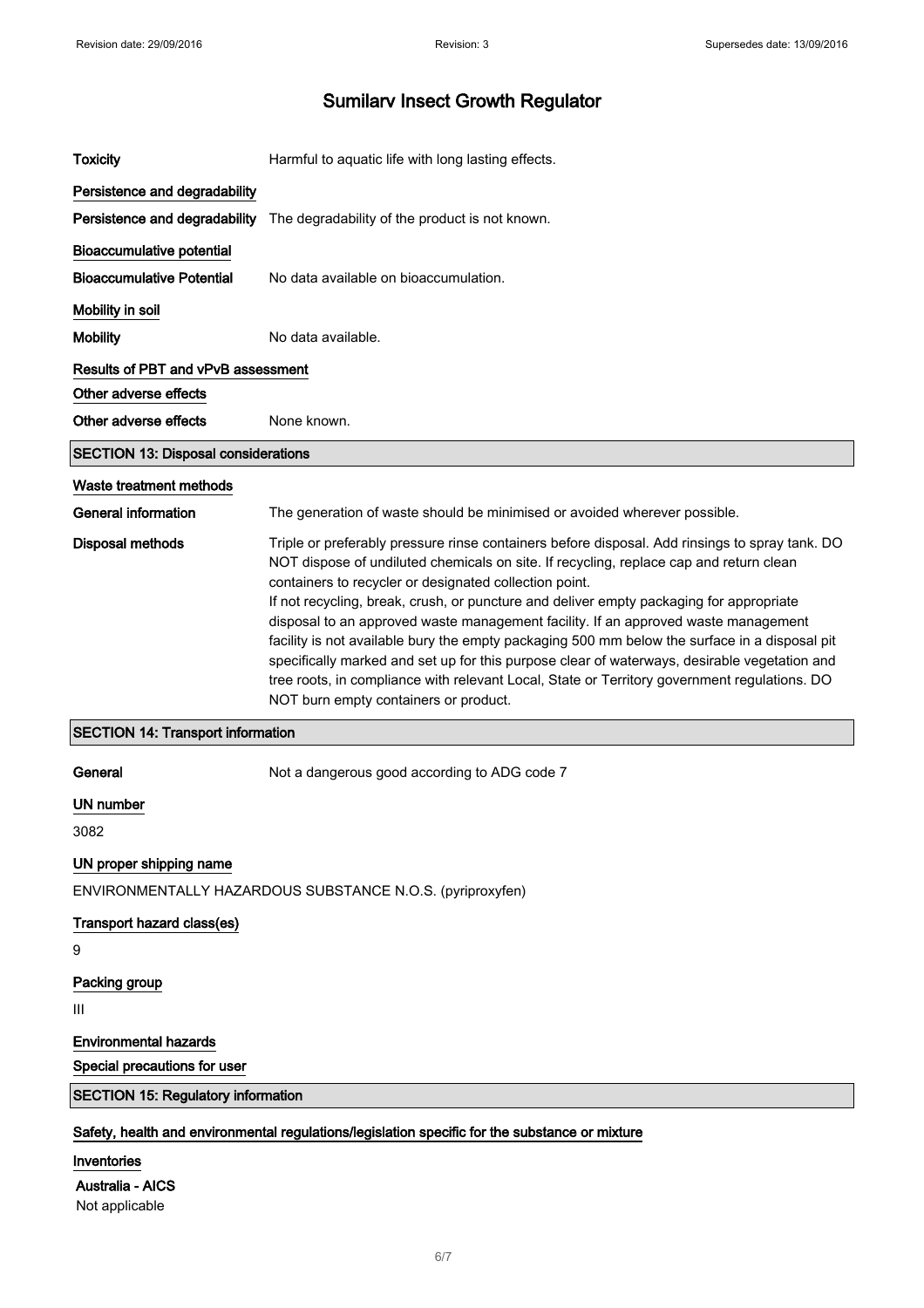# Sumilarv Insect Growth Regulator

**Toxicity** Harmful to aquatic life with long lasting effects.

### Persistence and degradability

**Persistence and degradability** The degradability of the product is not known.

### Bioaccumulative potential

**Bioaccumulative Potential** No data available on bioaccumulation.

### Mobility in soil

**Mobility** No data available.

### Results of PBT and vPvB assessment

### Other adverse effects

**Other adverse effects** None known.

## SECTION 13: Disposal considerations

### Waste treatment methods

**General information** The generation of waste should be minimised or avoided wherever possible.

**Disposal methods** Triple or preferably pressure rinse containers before disposal. Add rinsings to spray tank. DO NOT dispose of undiluted chemicals on site. If recycling, replace cap and return clean containers to recycler or designated collection point.
If not recycling, break, crush, or puncture and deliver empty packaging for appropriate disposal to an approved waste management facility. If an approved waste management facility is not available bury the empty packaging 500 mm below the surface in a disposal pit specifically marked and set up for this purpose clear of waterways, desirable vegetation and tree roots, in compliance with relevant Local, State or Territory government regulations. DO NOT burn empty containers or product.

## SECTION 14: Transport information

**General** Not a dangerous good according to ADG code 7

### UN number

3082

### UN proper shipping name

ENVIRONMENTALLY HAZARDOUS SUBSTANCE N.O.S. (pyriproxyfen)

### Transport hazard class(es)

9

### Packing group

III

### Environmental hazards

### Special precautions for user

## SECTION 15: Regulatory information

### Safety, health and environmental regulations/legislation specific for the substance or mixture

### Inventories

**Australia - AICS**
Not applicable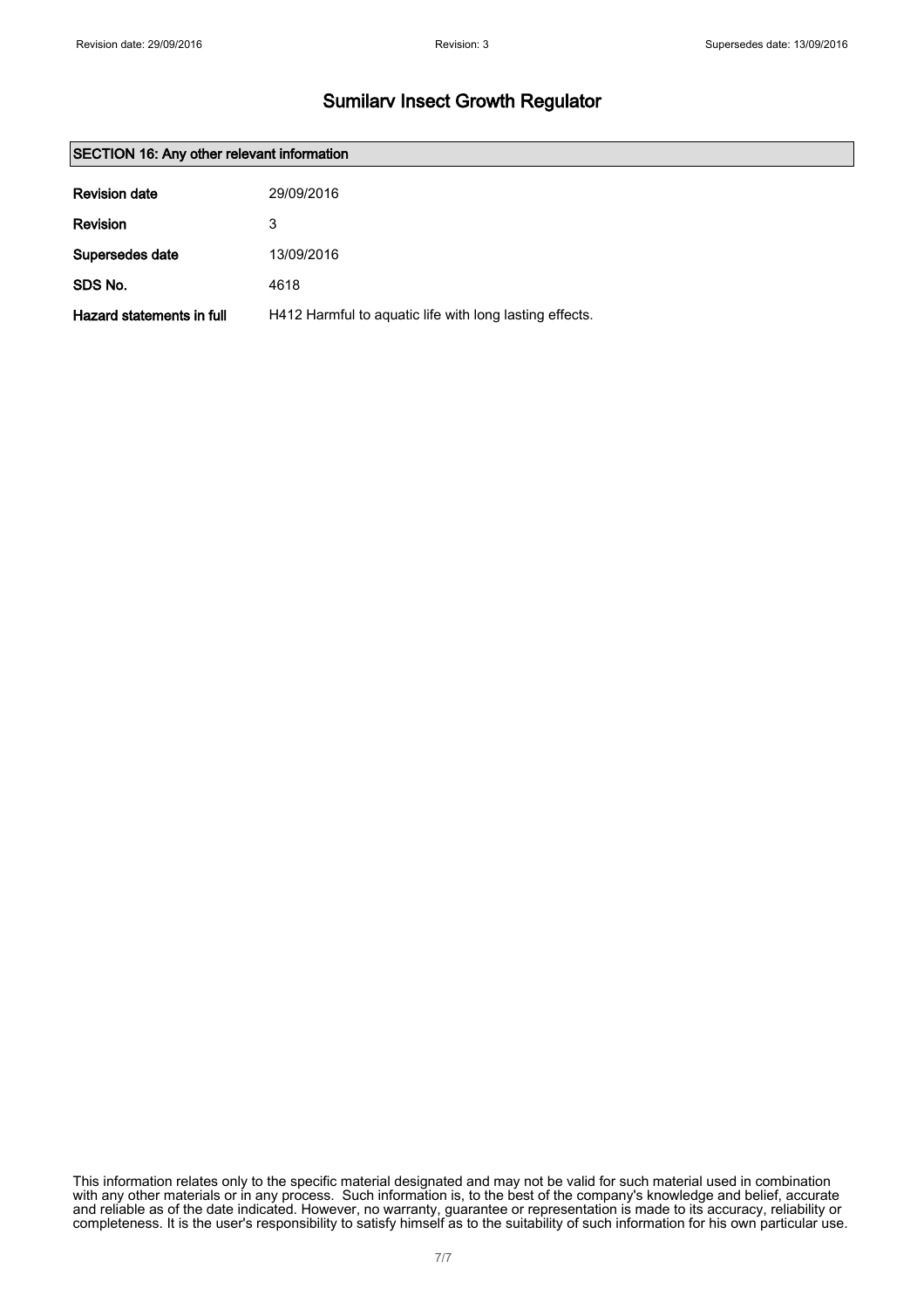# Sumilarv Insect Growth Regulator

## SECTION 16: Any other relevant information

| | |
|---|---|
| **Revision date** | 29/09/2016 |
| **Revision** | 3 |
| **Supersedes date** | 13/09/2016 |
| **SDS No.** | 4618 |
| **Hazard statements in full** | H412 Harmful to aquatic life with long lasting effects. |

This information relates only to the specific material designated and may not be valid for such material used in combination with any other materials or in any process. Such information is, to the best of the company's knowledge and belief, accurate and reliable as of the date indicated. However, no warranty, guarantee or representation is made to its accuracy, reliability or completeness. It is the user's responsibility to satisfy himself as to the suitability of such information for his own particular use.